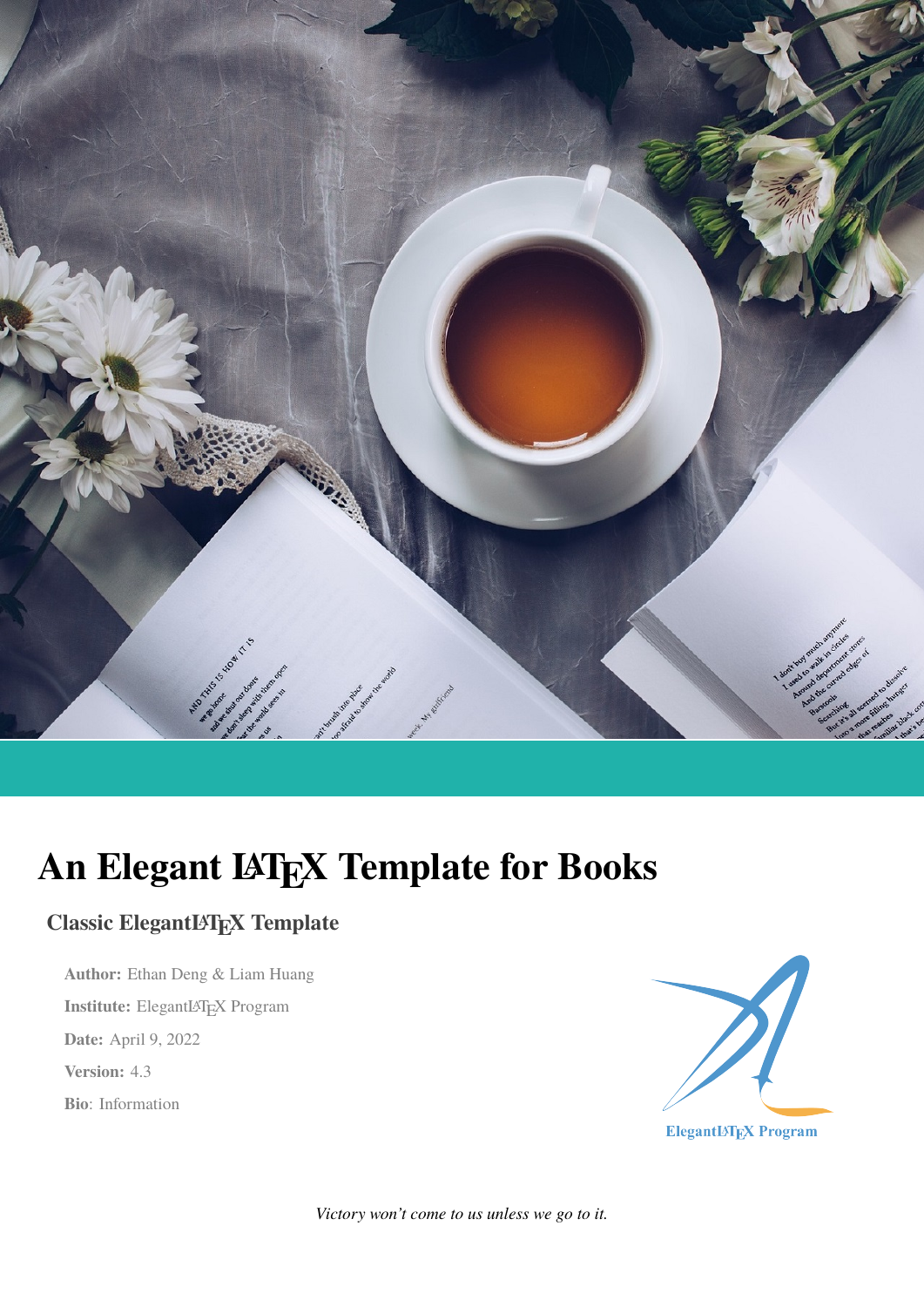# An Elegant LaTeX Template for Books

## Classic ElegantLaTeX Template

**Author:** Ethan Deng & Liam Huang

**Institute:** ElegantLaTeX Program

**Date:** April 9, 2022

**Version:** 4.3

**Bio**: Information

ElegantLaTeX Program

*Victory won't come to us unless we go to it.*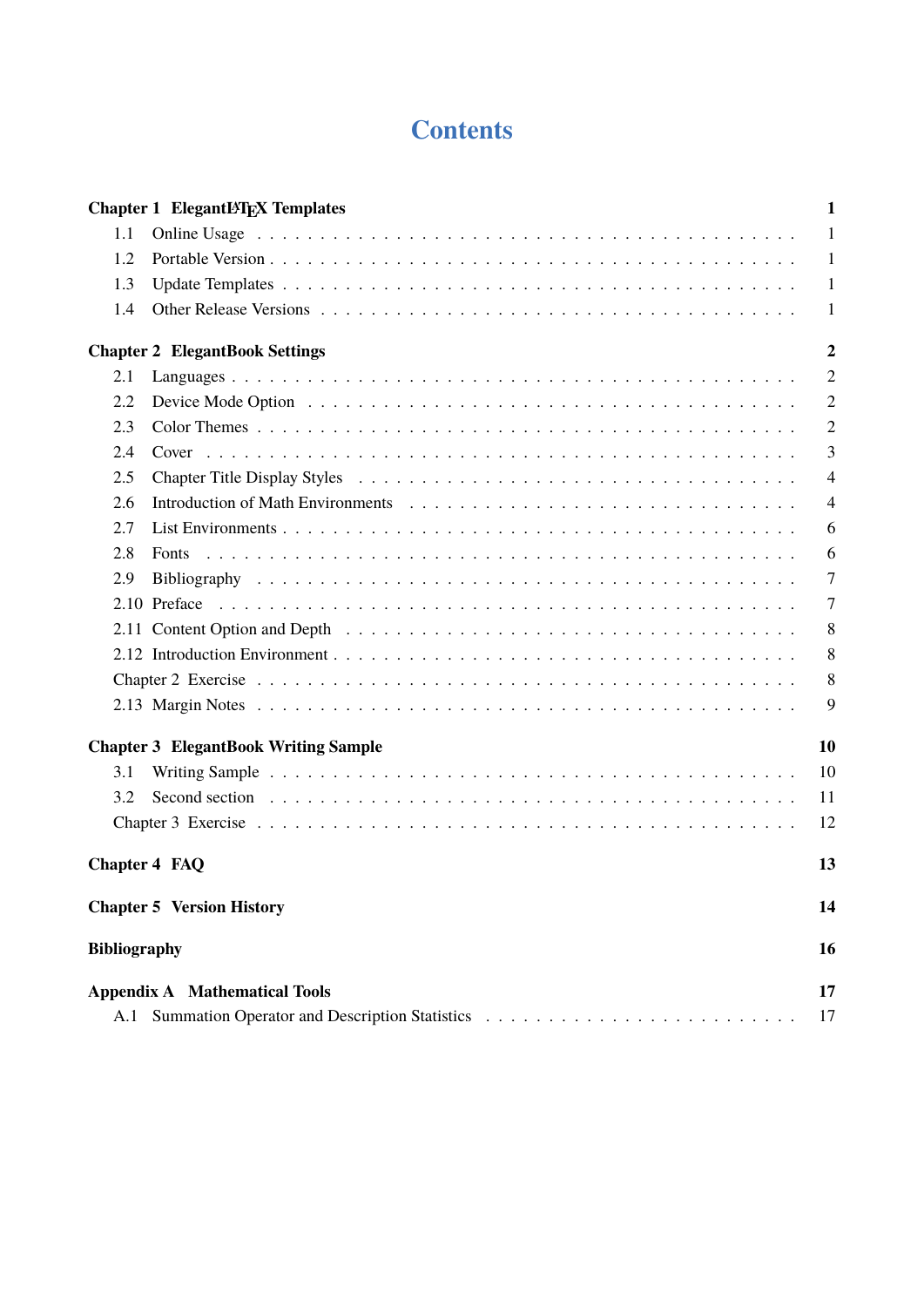# Contents

**Chapter 1 ElegantLaTeX Templates** **1**

- 1.1 Online Usage 1
- 1.2 Portable Version 1
- 1.3 Update Templates 1
- 1.4 Other Release Versions 1

**Chapter 2 ElegantBook Settings** **2**

- 2.1 Languages 2
- 2.2 Device Mode Option 2
- 2.3 Color Themes 2
- 2.4 Cover 3
- 2.5 Chapter Title Display Styles 4
- 2.6 Introduction of Math Environments 4
- 2.7 List Environments 6
- 2.8 Fonts 6
- 2.9 Bibliography 7
- 2.10 Preface 7
- 2.11 Content Option and Depth 8
- 2.12 Introduction Environment 8
- Chapter 2 Exercise 8
- 2.13 Margin Notes 9

**Chapter 3 ElegantBook Writing Sample** **10**

- 3.1 Writing Sample 10
- 3.2 Second section 11
- Chapter 3 Exercise 12

**Chapter 4 FAQ** **13**

**Chapter 5 Version History** **14**

**Bibliography** **16**

**Appendix A Mathematical Tools** **17**

- A.1 Summation Operator and Description Statistics 17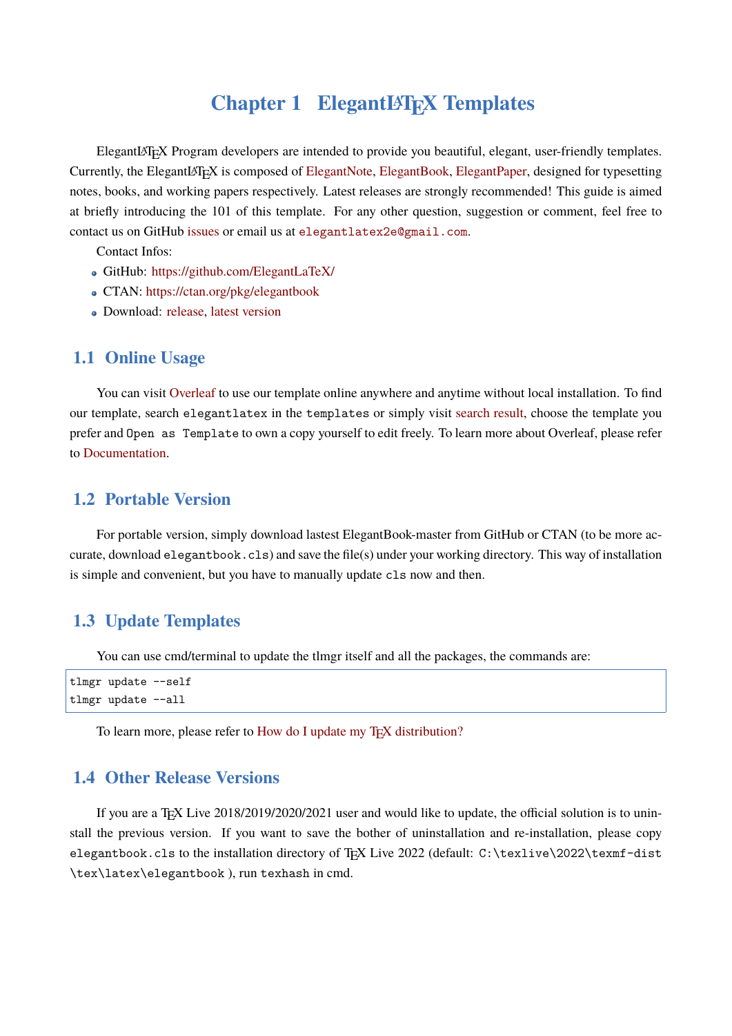# Chapter 1 ElegantLaTeX Templates

ElegantLaTeX Program developers are intended to provide you beautiful, elegant, user-friendly templates. Currently, the ElegantLaTeX is composed of ElegantNote, ElegantBook, ElegantPaper, designed for typesetting notes, books, and working papers respectively. Latest releases are strongly recommended! This guide is aimed at briefly introducing the 101 of this template. For any other question, suggestion or comment, feel free to contact us on GitHub issues or email us at `elegantlatex2e@gmail.com`.

Contact Infos:

- GitHub: https://github.com/ElegantLaTeX/
- CTAN: https://ctan.org/pkg/elegantbook
- Download: release, latest version

## 1.1 Online Usage

You can visit Overleaf to use our template online anywhere and anytime without local installation. To find our template, search `elegantlatex` in the `templates` or simply visit search result, choose the template you prefer and `Open as Template` to own a copy yourself to edit freely. To learn more about Overleaf, please refer to Documentation.

## 1.2 Portable Version

For portable version, simply download lastest ElegantBook-master from GitHub or CTAN (to be more accurate, download `elegantbook.cls`) and save the file(s) under your working directory. This way of installation is simple and convenient, but you have to manually update `cls` now and then.

## 1.3 Update Templates

You can use cmd/terminal to update the tlmgr itself and all the packages, the commands are:

```
tlmgr update --self
tlmgr update --all
```

To learn more, please refer to How do I update my TeX distribution?

## 1.4 Other Release Versions

If you are a TeX Live 2018/2019/2020/2021 user and would like to update, the official solution is to uninstall the previous version. If you want to save the bother of uninstallation and re-installation, please copy `elegantbook.cls` to the installation directory of TeX Live 2022 (default: `C:\texlive\2022\texmf-dist\tex\latex\elegantbook` ), run `texhash` in cmd.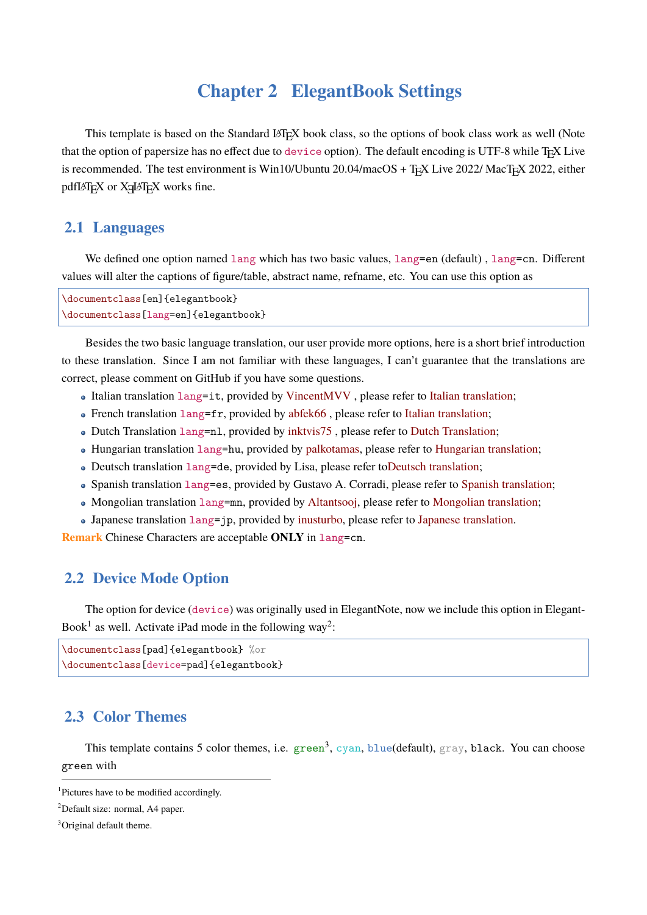# Chapter 2 ElegantBook Settings

This template is based on the Standard LaTeX book class, so the options of book class work as well (Note that the option of papersize has no effect due to `device` option). The default encoding is UTF-8 while TeX Live is recommended. The test environment is Win10/Ubuntu 20.04/macOS + TeX Live 2022/ MacTeX 2022, either pdfLaTeX or XeLaTeX works fine.

## 2.1 Languages

We defined one option named `lang` which has two basic values, `lang=en` (default) , `lang=cn`. Different values will alter the captions of figure/table, abstract name, refname, etc. You can use this option as

```
\documentclass[en]{elegantbook}
\documentclass[lang=en]{elegantbook}
```

Besides the two basic language translation, our user provide more options, here is a short brief introduction to these translation. Since I am not familiar with these languages, I can't guarantee that the translations are correct, please comment on GitHub if you have some questions.

- Italian translation `lang=it`, provided by VincentMVV , please refer to Italian translation;
- French translation `lang=fr`, provided by abfek66 , please refer to Italian translation;
- Dutch Translation `lang=nl`, provided by inktvis75 , please refer to Dutch Translation;
- Hungarian translation `lang=hu`, provided by palkotamas, please refer to Hungarian translation;
- Deutsch translation `lang=de`, provided by Lisa, please refer toDeutsch translation;
- Spanish translation `lang=es`, provided by Gustavo A. Corradi, please refer to Spanish translation;
- Mongolian translation `lang=mn`, provided by Altantsooj, please refer to Mongolian translation;
- Japanese translation `lang=jp`, provided by inusturbo, please refer to Japanese translation.

**Remark** Chinese Characters are acceptable **ONLY** in `lang=cn`.

## 2.2 Device Mode Option

The option for device (`device`) was originally used in ElegantNote, now we include this option in ElegantBook[1] as well. Activate iPad mode in the following way[2]:

```
\documentclass[pad]{elegantbook} %or
\documentclass[device=pad]{elegantbook}
```

## 2.3 Color Themes

This template contains 5 color themes, i.e. `green`[3], `cyan`, `blue`(default), `gray`, `black`. You can choose `green` with

---

[1] Pictures have to be modified accordingly.

[2] Default size: normal, A4 paper.

[3] Original default theme.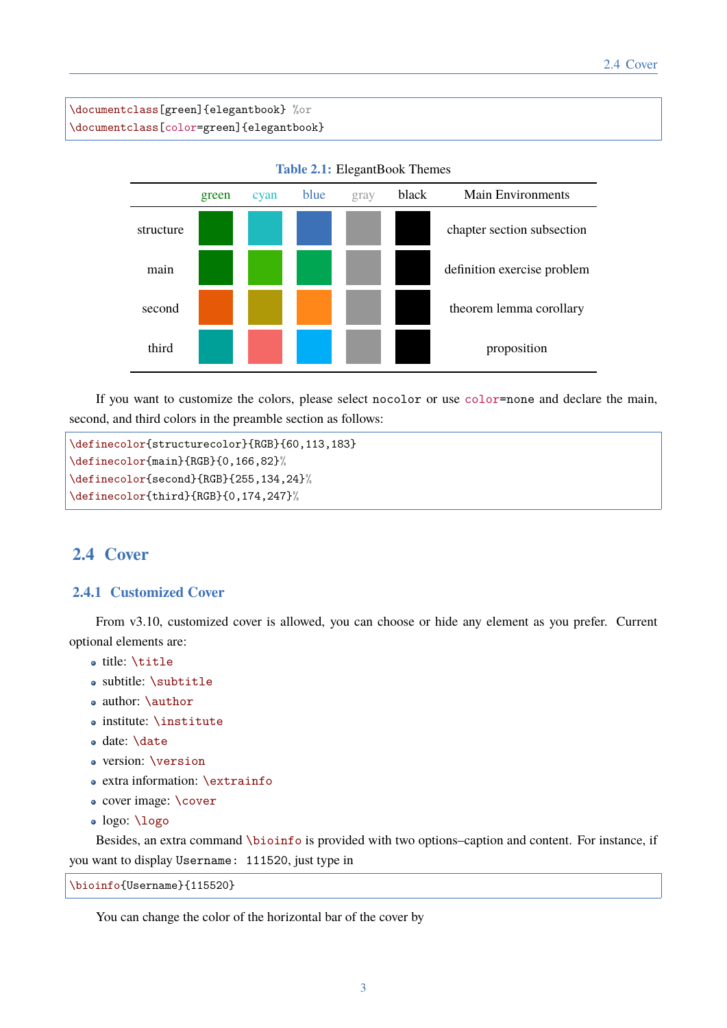```
\documentclass[green]{elegantbook} %or
\documentclass[color=green]{elegantbook}
```

**Table 2.1:** ElegantBook Themes

| | green | cyan | blue | gray | black | Main Environments |
|---|---|---|---|---|---|---|
| structure | | | | | | chapter section subsection |
| main | | | | | | definition exercise problem |
| second | | | | | | theorem lemma corollary |
| third | | | | | | proposition |

If you want to customize the colors, please select `nocolor` or use `color=none` and declare the main, second, and third colors in the preamble section as follows:

```
\definecolor{structurecolor}{RGB}{60,113,183}
\definecolor{main}{RGB}{0,166,82}%
\definecolor{second}{RGB}{255,134,24}%
\definecolor{third}{RGB}{0,174,247}%
```

## 2.4 Cover

### 2.4.1 Customized Cover

From v3.10, customized cover is allowed, you can choose or hide any element as you prefer. Current optional elements are:

- title: `\title`
- subtitle: `\subtitle`
- author: `\author`
- institute: `\institute`
- date: `\date`
- version: `\version`
- extra information: `\extrainfo`
- cover image: `\cover`
- logo: `\logo`

Besides, an extra command `\bioinfo` is provided with two options–caption and content. For instance, if you want to display `Username: 111520`, just type in

```
\bioinfo{Username}{115520}
```

You can change the color of the horizontal bar of the cover by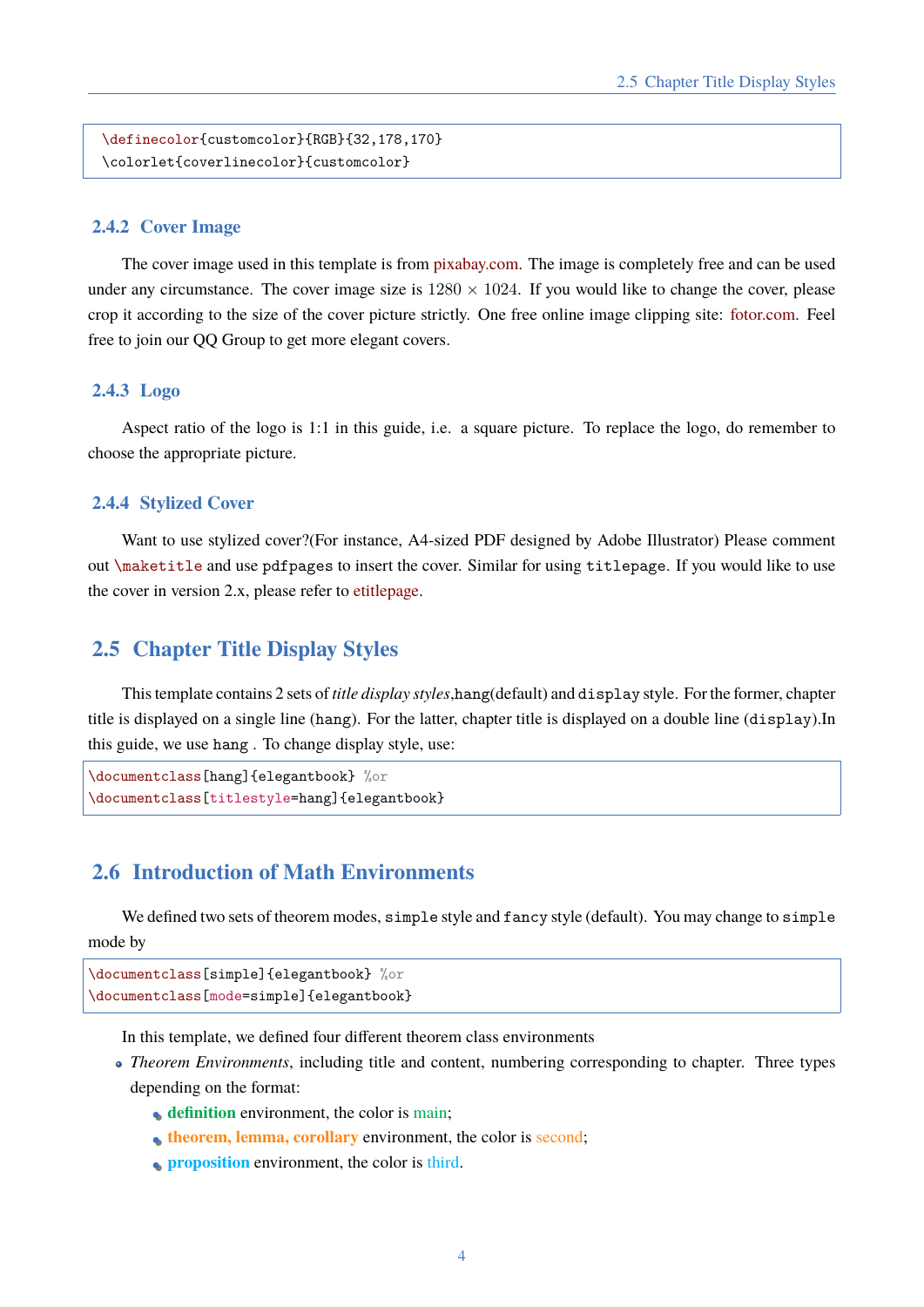```
\definecolor{customcolor}{RGB}{32,178,170}
\colorlet{coverlinecolor}{customcolor}
```

### 2.4.2 Cover Image

The cover image used in this template is from pixabay.com. The image is completely free and can be used under any circumstance. The cover image size is $1280 \times 1024$. If you would like to change the cover, please crop it according to the size of the cover picture strictly. One free online image clipping site: fotor.com. Feel free to join our QQ Group to get more elegant covers.

### 2.4.3 Logo

Aspect ratio of the logo is 1:1 in this guide, i.e. a square picture. To replace the logo, do remember to choose the appropriate picture.

### 2.4.4 Stylized Cover

Want to use stylized cover?(For instance, A4-sized PDF designed by Adobe Illustrator) Please comment out `\maketitle` and use `pdfpages` to insert the cover. Similar for using `titlepage`. If you would like to use the cover in version 2.x, please refer to etitlepage.

## 2.5 Chapter Title Display Styles

This template contains 2 sets of *title display styles*,`hang`(default) and `display` style. For the former, chapter title is displayed on a single line (`hang`). For the latter, chapter title is displayed on a double line (`display`).In this guide, we use `hang` . To change display style, use:

```
\documentclass[hang]{elegantbook} %or
\documentclass[titlestyle=hang]{elegantbook}
```

## 2.6 Introduction of Math Environments

We defined two sets of theorem modes, `simple` style and `fancy` style (default). You may change to `simple` mode by

```
\documentclass[simple]{elegantbook} %or
\documentclass[mode=simple]{elegantbook}
```

In this template, we defined four different theorem class environments

- *Theorem Environments*, including title and content, numbering corresponding to chapter. Three types depending on the format:
  - **definition** environment, the color is main;
  - **theorem, lemma, corollary** environment, the color is second;
  - **proposition** environment, the color is third.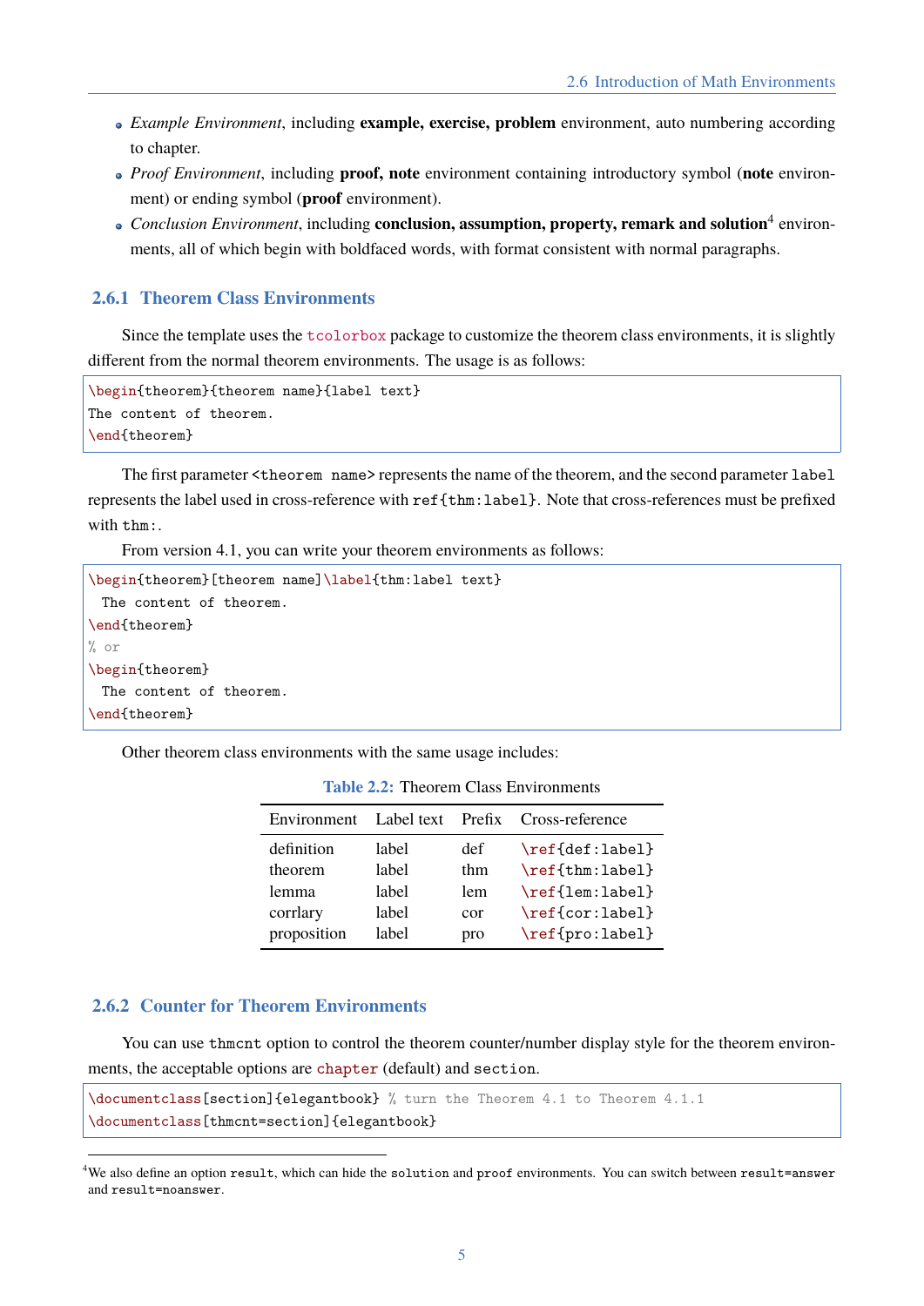- *Example Environment*, including **example, exercise, problem** environment, auto numbering according to chapter.
- *Proof Environment*, including **proof, note** environment containing introductory symbol (**note** environment) or ending symbol (**proof** environment).
- *Conclusion Environment*, including **conclusion, assumption, property, remark and solution**[4] environments, all of which begin with boldfaced words, with format consistent with normal paragraphs.

### 2.6.1 Theorem Class Environments

Since the template uses the `tcolorbox` package to customize the theorem class environments, it is slightly different from the normal theorem environments. The usage is as follows:

```
\begin{theorem}{theorem name}{label text}
The content of theorem.
\end{theorem}
```

The first parameter `<theorem name>` represents the name of the theorem, and the second parameter `label` represents the label used in cross-reference with `ref{thm:label}`. Note that cross-references must be prefixed with `thm:`.

From version 4.1, you can write your theorem environments as follows:

```
\begin{theorem}[theorem name]\label{thm:label text}
  The content of theorem.
\end{theorem}
% or
\begin{theorem}
  The content of theorem.
\end{theorem}
```

Other theorem class environments with the same usage includes:

Table 2.2: Theorem Class Environments

| Environment | Label text | Prefix | Cross-reference |
|---|---|---|---|
| definition | label | def | `\ref{def:label}` |
| theorem | label | thm | `\ref{thm:label}` |
| lemma | label | lem | `\ref{lem:label}` |
| corrlary | label | cor | `\ref{cor:label}` |
| proposition | label | pro | `\ref{pro:label}` |

### 2.6.2 Counter for Theorem Environments

You can use `thmcnt` option to control the theorem counter/number display style for the theorem environments, the acceptable options are `chapter` (default) and `section`.

```
\documentclass[section]{elegantbook} % turn the Theorem 4.1 to Theorem 4.1.1
\documentclass[thmcnt=section]{elegantbook}
```

[4] We also define an option `result`, which can hide the `solution` and `proof` environments. You can switch between `result=answer` and `result=noanswer`.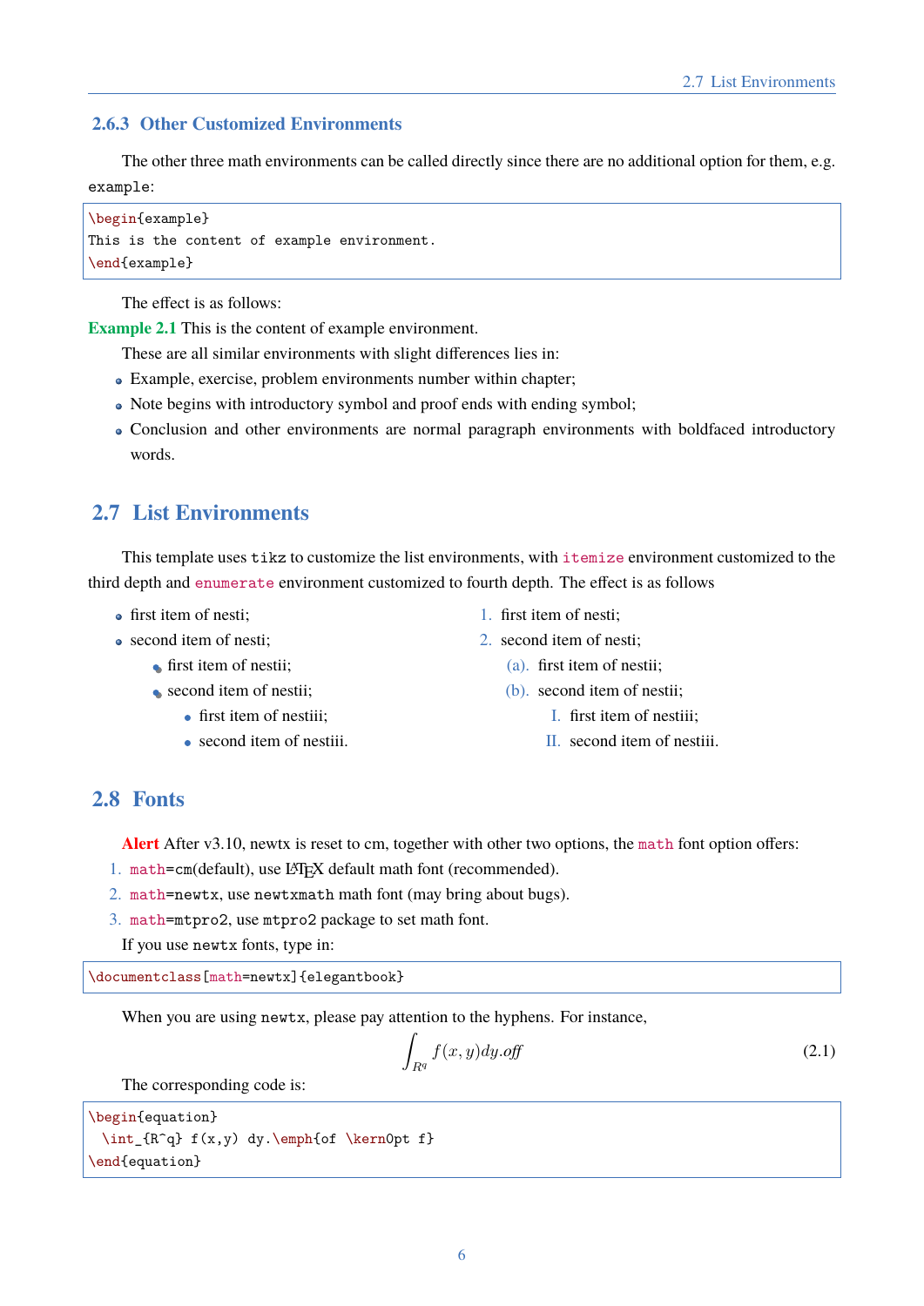### 2.6.3 Other Customized Environments

The other three math environments can be called directly since there are no additional option for them, e.g. `example`:

```
\begin{example}
This is the content of example environment.
\end{example}
```

The effect is as follows:

**Example 2.1** This is the content of example environment.

These are all similar environments with slight differences lies in:

- Example, exercise, problem environments number within chapter;
- Note begins with introductory symbol and proof ends with ending symbol;
- Conclusion and other environments are normal paragraph environments with boldfaced introductory words.

## 2.7 List Environments

This template uses `tikz` to customize the list environments, with `itemize` environment customized to the third depth and `enumerate` environment customized to fourth depth. The effect is as follows

- first item of nesti;
- second item of nesti;
  - first item of nestii;
  - second item of nestii;
    - first item of nestiii;
    - second item of nestiii.

1. first item of nesti;
2. second item of nesti;
   (a). first item of nestii;
   (b). second item of nestii;
      I. first item of nestiii;
      II. second item of nestiii.

## 2.8 Fonts

**Alert** After v3.10, newtx is reset to cm, together with other two options, the `math` font option offers:

1. `math=cm`(default), use LaTeX default math font (recommended).
2. `math=newtx`, use `newtxmath` math font (may bring about bugs).
3. `math=mtpro2`, use `mtpro2` package to set math font.

If you use `newtx` fonts, type in:

```
\documentclass[math=newtx]{elegantbook}
```

When you are using `newtx`, please pay attention to the hyphens. For instance,

$$\int_{R^q} f(x,y)dy.\textit{off} \tag{2.1}$$

The corresponding code is:

```
\begin{equation}
  \int_{R^q} f(x,y) dy.\emph{of \kern0pt f}
\end{equation}
```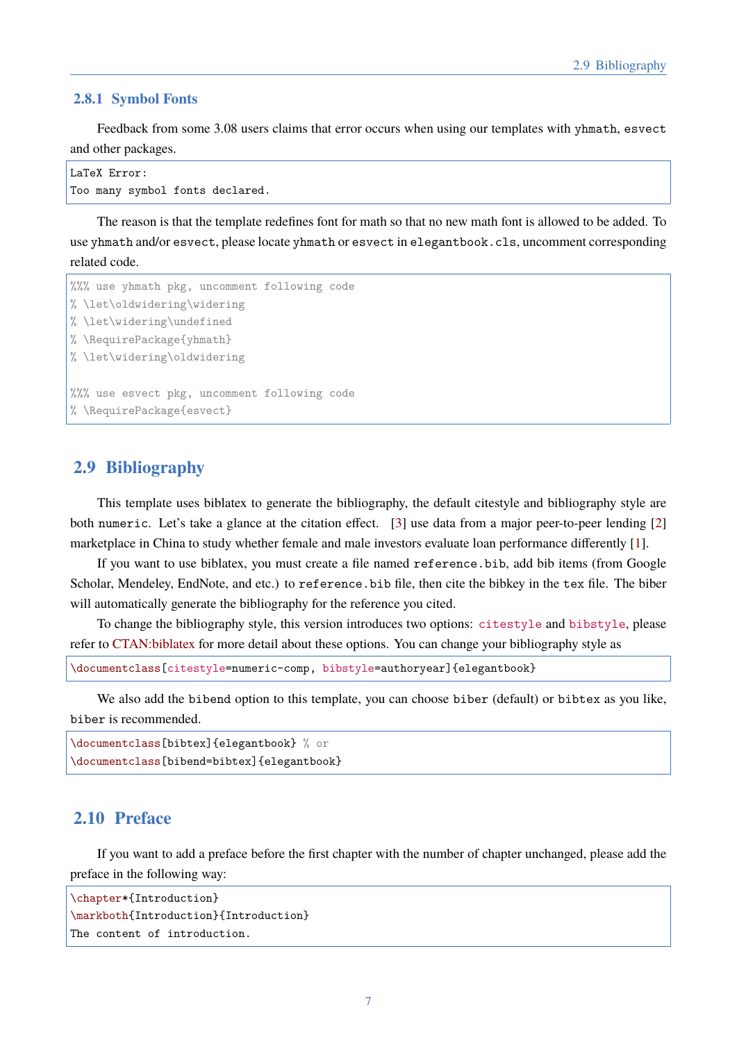### 2.8.1 Symbol Fonts

Feedback from some 3.08 users claims that error occurs when using our templates with `yhmath`, `esvect` and other packages.

```
LaTeX Error:
Too many symbol fonts declared.
```

The reason is that the template redefines font for math so that no new math font is allowed to be added. To use `yhmath` and/or `esvect`, please locate `yhmath` or `esvect` in `elegantbook.cls`, uncomment corresponding related code.

```
%%% use yhmath pkg, uncomment following code
% \let\oldwidering\widering
% \let\widering\undefined
% \RequirePackage{yhmath}
% \let\widering\oldwidering

%%% use esvect pkg, uncomment following code
% \RequirePackage{esvect}
```

## 2.9 Bibliography

This template uses biblatex to generate the bibliography, the default citestyle and bibliography style are both `numeric`. Let's take a glance at the citation effect. [3] use data from a major peer-to-peer lending [2] marketplace in China to study whether female and male investors evaluate loan performance differently [1].

If you want to use biblatex, you must create a file named `reference.bib`, add bib items (from Google Scholar, Mendeley, EndNote, and etc.) to `reference.bib` file, then cite the bibkey in the `tex` file. The biber will automatically generate the bibliography for the reference you cited.

To change the bibliography style, this version introduces two options: `citestyle` and `bibstyle`, please refer to CTAN:biblatex for more detail about these options. You can change your bibliography style as

```
\documentclass[citestyle=numeric-comp, bibstyle=authoryear]{elegantbook}
```

We also add the `bibend` option to this template, you can choose `biber` (default) or `bibtex` as you like, `biber` is recommended.

```
\documentclass[bibtex]{elegantbook} % or
\documentclass[bibend=bibtex]{elegantbook}
```

## 2.10 Preface

If you want to add a preface before the first chapter with the number of chapter unchanged, please add the preface in the following way:

```
\chapter*{Introduction}
\markboth{Introduction}{Introduction}
The content of introduction.
```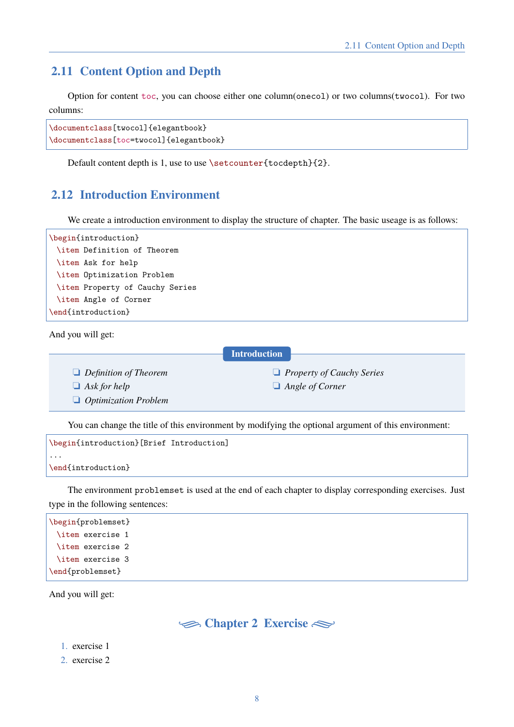## 2.11 Content Option and Depth

Option for content `toc`, you can choose either one column(`onecol`) or two columns(`twocol`). For two columns:

```
\documentclass[twocol]{elegantbook}
\documentclass[toc=twocol]{elegantbook}
```

Default content depth is 1, use to use `\setcounter{tocdepth}{2}`.

## 2.12 Introduction Environment

We create a introduction environment to display the structure of chapter. The basic useage is as follows:

```
\begin{introduction}
  \item Definition of Theorem
  \item Ask for help
  \item Optimization Problem
  \item Property of Cauchy Series
  \item Angle of Corner
\end{introduction}
```

And you will get:

**Introduction**

- *Definition of Theorem*
- *Ask for help*
- *Optimization Problem*
- *Property of Cauchy Series*
- *Angle of Corner*

You can change the title of this environment by modifying the optional argument of this environment:

```
\begin{introduction}[Brief Introduction]
...
\end{introduction}
```

The environment `problemset` is used at the end of each chapter to display corresponding exercises. Just type in the following sentences:

```
\begin{problemset}
  \item exercise 1
  \item exercise 2
  \item exercise 3
\end{problemset}
```

And you will get:

**Chapter 2 Exercise**

1. exercise 1
2. exercise 2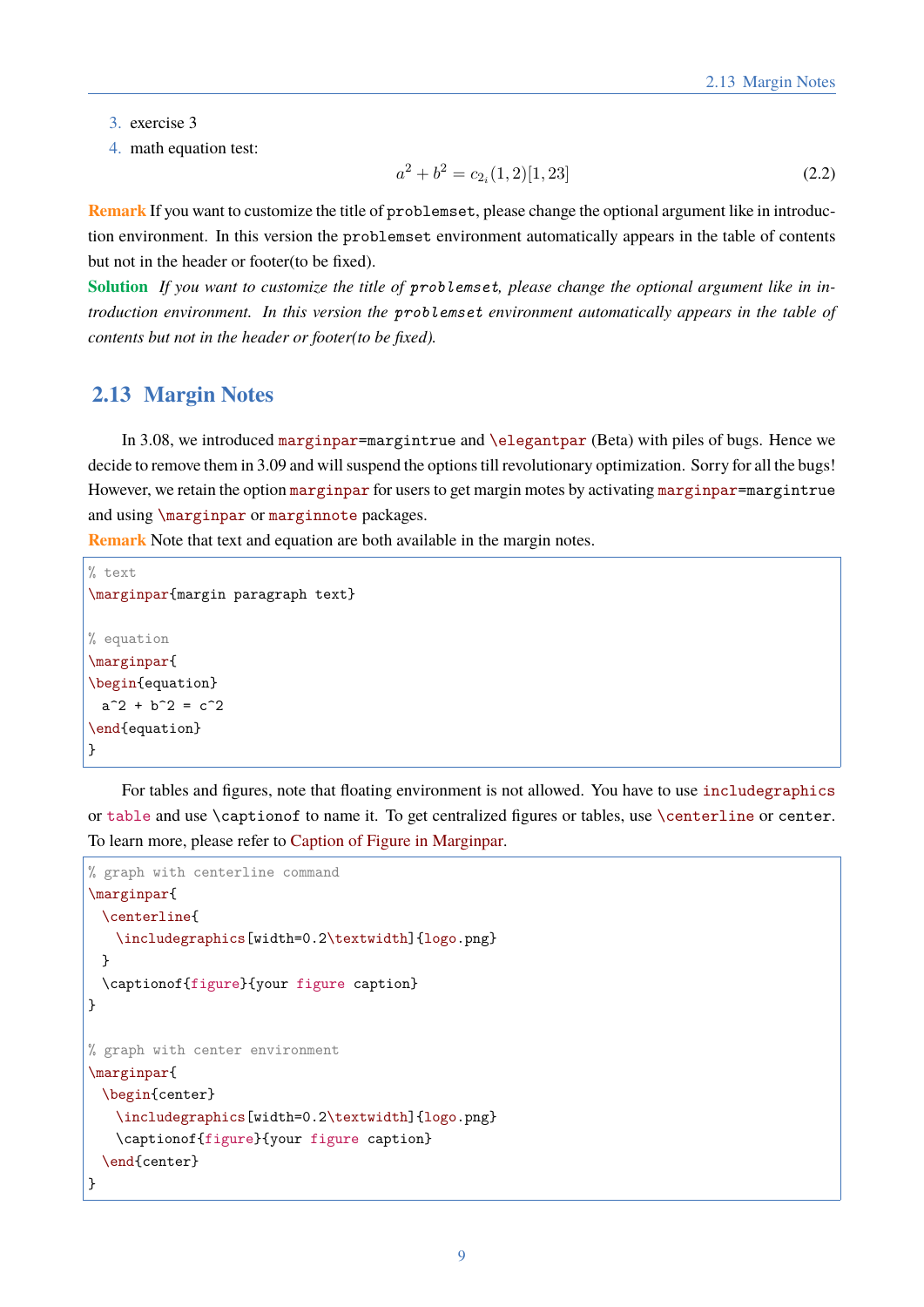3. exercise 3
4. math equation test:

$$a^2 + b^2 = c_{2_i}(1,2)[1,23] \tag{2.2}$$

**Remark** If you want to customize the title of `problemset`, please change the optional argument like in introduction environment. In this version the `problemset` environment automatically appears in the table of contents but not in the header or footer(to be fixed).

**Solution** *If you want to customize the title of `problemset`, please change the optional argument like in introduction environment. In this version the `problemset` environment automatically appears in the table of contents but not in the header or footer(to be fixed).*

## 2.13 Margin Notes

In 3.08, we introduced `marginpar=margintrue` and `\elegantpar` (Beta) with piles of bugs. Hence we decide to remove them in 3.09 and will suspend the options till revolutionary optimization. Sorry for all the bugs! However, we retain the option `marginpar` for users to get margin motes by activating `marginpar=margintrue` and using `\marginpar` or `marginnote` packages.

**Remark** Note that text and equation are both available in the margin notes.

```
% text
\marginpar{margin paragraph text}

% equation
\marginpar{
\begin{equation}
  a^2 + b^2 = c^2
\end{equation}
}
```

For tables and figures, note that floating environment is not allowed. You have to use `includegraphics` or `table` and use `\captionof` to name it. To get centralized figures or tables, use `\centerline` or `center`. To learn more, please refer to Caption of Figure in Marginpar.

```
% graph with centerline command
\marginpar{
  \centerline{
    \includegraphics[width=0.2\textwidth]{logo.png}
  }
  \captionof{figure}{your figure caption}
}

% graph with center environment
\marginpar{
  \begin{center}
    \includegraphics[width=0.2\textwidth]{logo.png}
    \captionof{figure}{your figure caption}
  \end{center}
}
```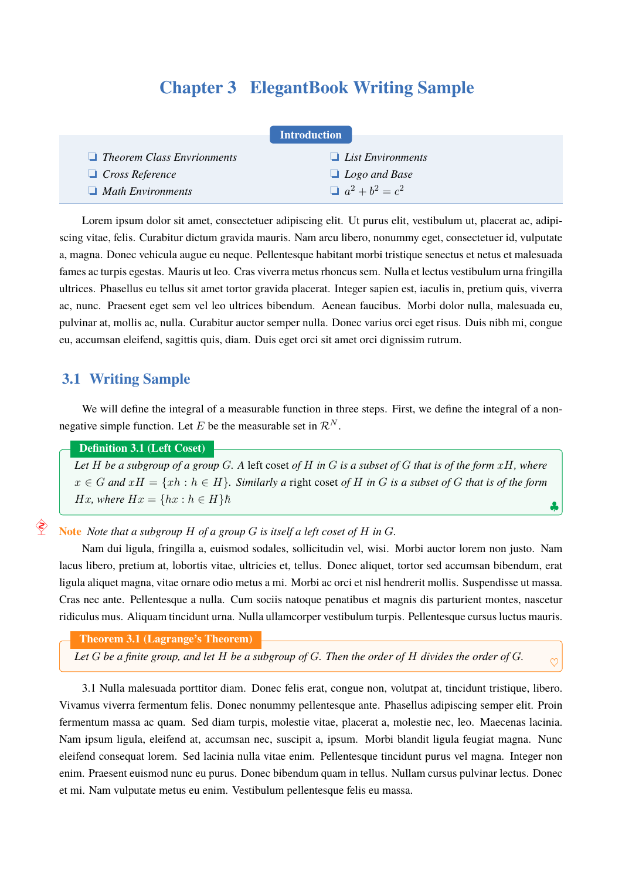# Chapter 3 ElegantBook Writing Sample

**Introduction**

- *Theorem Class Envrionments*
- *Cross Reference*
- *Math Environments*
- *List Environments*
- *Logo and Base*
- $a^2 + b^2 = c^2$

Lorem ipsum dolor sit amet, consectetuer adipiscing elit. Ut purus elit, vestibulum ut, placerat ac, adipiscing vitae, felis. Curabitur dictum gravida mauris. Nam arcu libero, nonummy eget, consectetuer id, vulputate a, magna. Donec vehicula augue eu neque. Pellentesque habitant morbi tristique senectus et netus et malesuada fames ac turpis egestas. Mauris ut leo. Cras viverra metus rhoncus sem. Nulla et lectus vestibulum urna fringilla ultrices. Phasellus eu tellus sit amet tortor gravida placerat. Integer sapien est, iaculis in, pretium quis, viverra ac, nunc. Praesent eget sem vel leo ultrices bibendum. Aenean faucibus. Morbi dolor nulla, malesuada eu, pulvinar at, mollis ac, nulla. Curabitur auctor semper nulla. Donec varius orci eget risus. Duis nibh mi, congue eu, accumsan eleifend, sagittis quis, diam. Duis eget orci sit amet orci dignissim rutrum.

## 3.1 Writing Sample

We will define the integral of a measurable function in three steps. First, we define the integral of a non-negative simple function. Let $E$ be the measurable set in $\mathcal{R}^N$.

**Definition 3.1 (Left Coset)**
*Let $H$ be a subgroup of a group $G$. A* left coset *of $H$ in $G$ is a subset of $G$ that is of the form $xH$, where $x \in G$ and $xH = \{xh : h \in H\}$. Similarly a* right coset *of $H$ in $G$ is a subset of $G$ that is of the form $Hx$, where $Hx = \{hx : h \in H\}h$* ♣

**Note** *Note that a subgroup $H$ of a group $G$ is itself a left coset of $H$ in $G$.*

Nam dui ligula, fringilla a, euismod sodales, sollicitudin vel, wisi. Morbi auctor lorem non justo. Nam lacus libero, pretium at, lobortis vitae, ultricies et, tellus. Donec aliquet, tortor sed accumsan bibendum, erat ligula aliquet magna, vitae ornare odio metus a mi. Morbi ac orci et nisl hendrerit mollis. Suspendisse ut massa. Cras nec ante. Pellentesque a nulla. Cum sociis natoque penatibus et magnis dis parturient montes, nascetur ridiculus mus. Aliquam tincidunt urna. Nulla ullamcorper vestibulum turpis. Pellentesque cursus luctus mauris.

**Theorem 3.1 (Lagrange's Theorem)**
*Let $G$ be a finite group, and let $H$ be a subgroup of $G$. Then the order of $H$ divides the order of $G$.* ♡

3.1 Nulla malesuada porttitor diam. Donec felis erat, congue non, volutpat at, tincidunt tristique, libero. Vivamus viverra fermentum felis. Donec nonummy pellentesque ante. Phasellus adipiscing semper elit. Proin fermentum massa ac quam. Sed diam turpis, molestie vitae, placerat a, molestie nec, leo. Maecenas lacinia. Nam ipsum ligula, eleifend at, accumsan nec, suscipit a, ipsum. Morbi blandit ligula feugiat magna. Nunc eleifend consequat lorem. Sed lacinia nulla vitae enim. Pellentesque tincidunt purus vel magna. Integer non enim. Praesent euismod nunc eu purus. Donec bibendum quam in tellus. Nullam cursus pulvinar lectus. Donec et mi. Nam vulputate metus eu enim. Vestibulum pellentesque felis eu massa.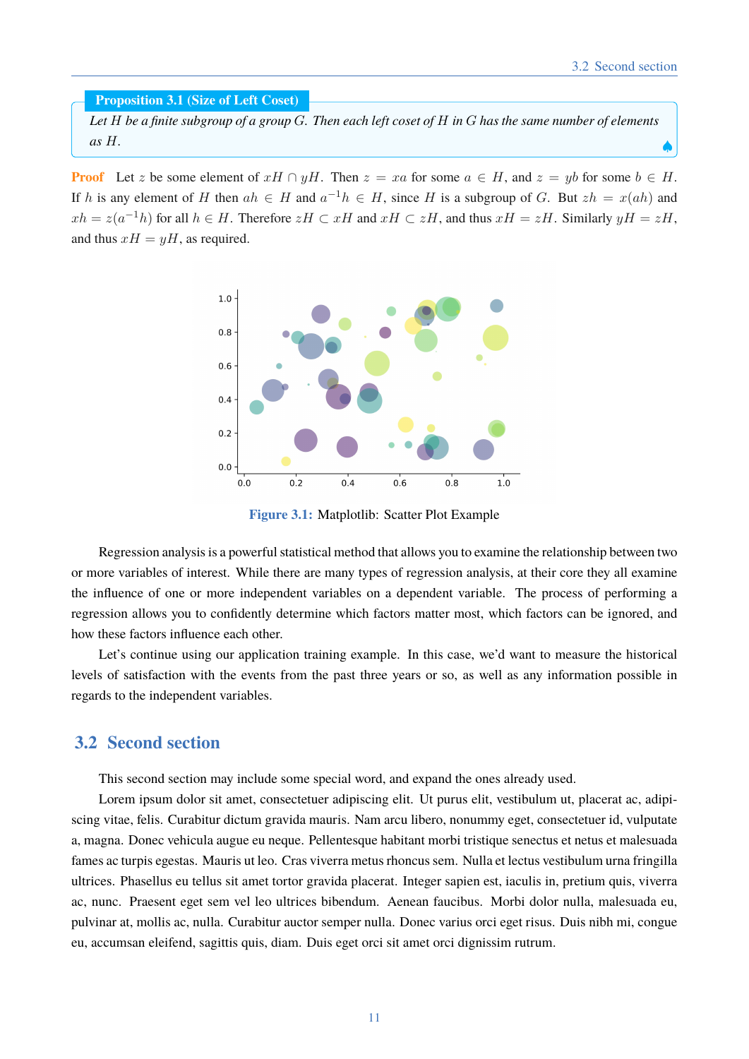**Proposition 3.1 (Size of Left Coset)**

*Let $H$ be a finite subgroup of a group $G$. Then each left coset of $H$ in $G$ has the same number of elements as $H$.*

**Proof** Let $z$ be some element of $xH \cap yH$. Then $z = xa$ for some $a \in H$, and $z = yb$ for some $b \in H$. If $h$ is any element of $H$ then $ah \in H$ and $a^{-1}h \in H$, since $H$ is a subgroup of $G$. But $zh = x(ah)$ and $xh = z(a^{-1}h)$ for all $h \in H$. Therefore $zH \subset xH$ and $xH \subset zH$, and thus $xH = zH$. Similarly $yH = zH$, and thus $xH = yH$, as required.

**Figure 3.1:** Matplotlib: Scatter Plot Example

Regression analysis is a powerful statistical method that allows you to examine the relationship between two or more variables of interest. While there are many types of regression analysis, at their core they all examine the influence of one or more independent variables on a dependent variable. The process of performing a regression allows you to confidently determine which factors matter most, which factors can be ignored, and how these factors influence each other.

Let's continue using our application training example. In this case, we'd want to measure the historical levels of satisfaction with the events from the past three years or so, as well as any information possible in regards to the independent variables.

## 3.2 Second section

This second section may include some special word, and expand the ones already used.

Lorem ipsum dolor sit amet, consectetuer adipiscing elit. Ut purus elit, vestibulum ut, placerat ac, adipiscing vitae, felis. Curabitur dictum gravida mauris. Nam arcu libero, nonummy eget, consectetuer id, vulputate a, magna. Donec vehicula augue eu neque. Pellentesque habitant morbi tristique senectus et netus et malesuada fames ac turpis egestas. Mauris ut leo. Cras viverra metus rhoncus sem. Nulla et lectus vestibulum urna fringilla ultrices. Phasellus eu tellus sit amet tortor gravida placerat. Integer sapien est, iaculis in, pretium quis, viverra ac, nunc. Praesent eget sem vel leo ultrices bibendum. Aenean faucibus. Morbi dolor nulla, malesuada eu, pulvinar at, mollis ac, nulla. Curabitur auctor semper nulla. Donec varius orci eget risus. Duis nibh mi, congue eu, accumsan eleifend, sagittis quis, diam. Duis eget orci sit amet orci dignissim rutrum.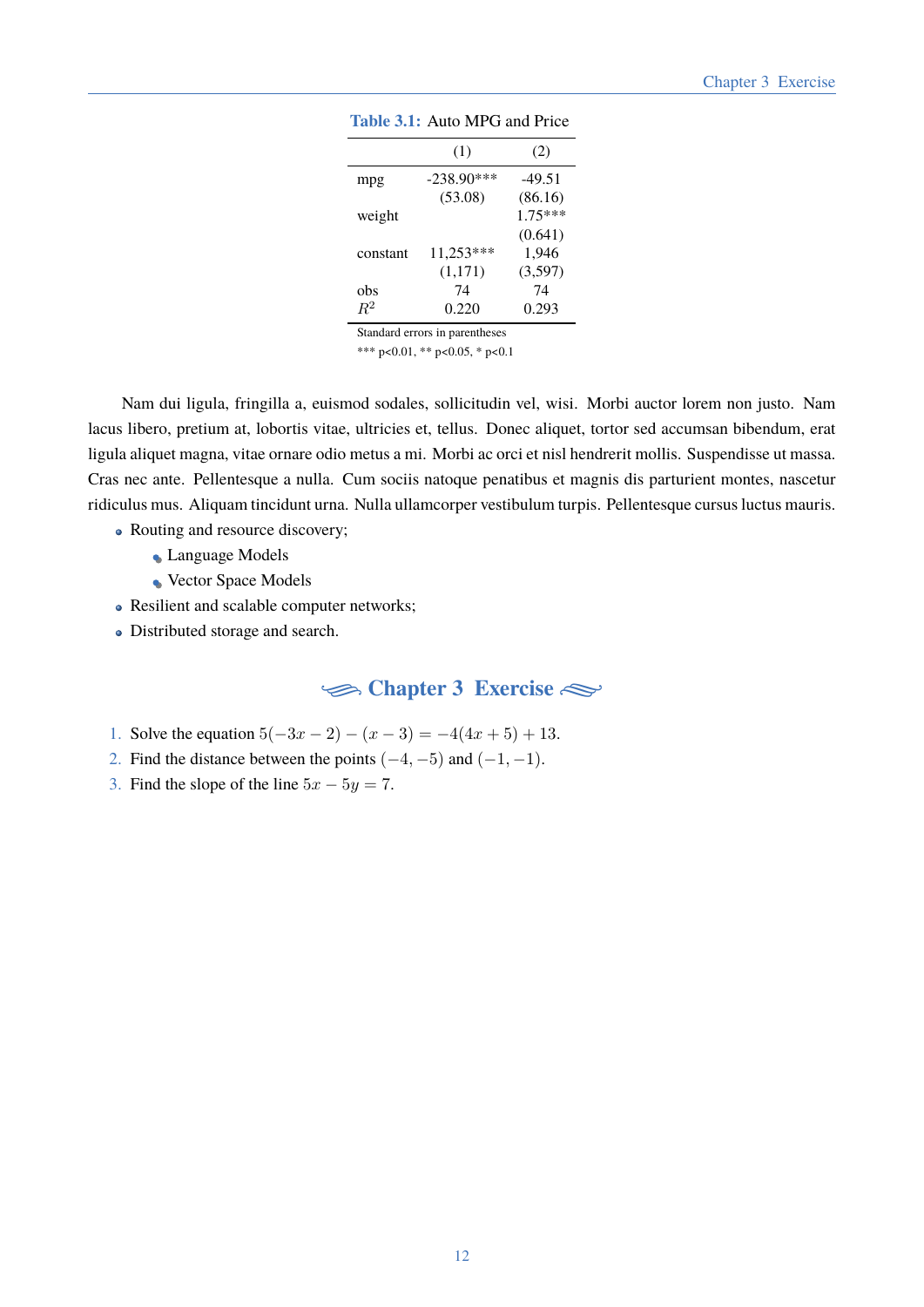Table 3.1: Auto MPG and Price

| | (1) | (2) |
|---|---|---|
| mpg | -238.90*** | -49.51 |
| | (53.08) | (86.16) |
| weight | | 1.75*** |
| | | (0.641) |
| constant | 11,253*** | 1,946 |
| | (1,171) | (3,597) |
| obs | 74 | 74 |
| $R^2$ | 0.220 | 0.293 |

Standard errors in parentheses
*** p<0.01, ** p<0.05, * p<0.1

Nam dui ligula, fringilla a, euismod sodales, sollicitudin vel, wisi. Morbi auctor lorem non justo. Nam lacus libero, pretium at, lobortis vitae, ultricies et, tellus. Donec aliquet, tortor sed accumsan bibendum, erat ligula aliquet magna, vitae ornare odio metus a mi. Morbi ac orci et nisl hendrerit mollis. Suspendisse ut massa. Cras nec ante. Pellentesque a nulla. Cum sociis natoque penatibus et magnis dis parturient montes, nascetur ridiculus mus. Aliquam tincidunt urna. Nulla ullamcorper vestibulum turpis. Pellentesque cursus luctus mauris.

- Routing and resource discovery;
    - Language Models
    - Vector Space Models
- Resilient and scalable computer networks;
- Distributed storage and search.

## Chapter 3 Exercise

1. Solve the equation $5(-3x-2)-(x-3)=-4(4x+5)+13$.
2. Find the distance between the points $(-4,-5)$ and $(-1,-1)$.
3. Find the slope of the line $5x-5y=7$.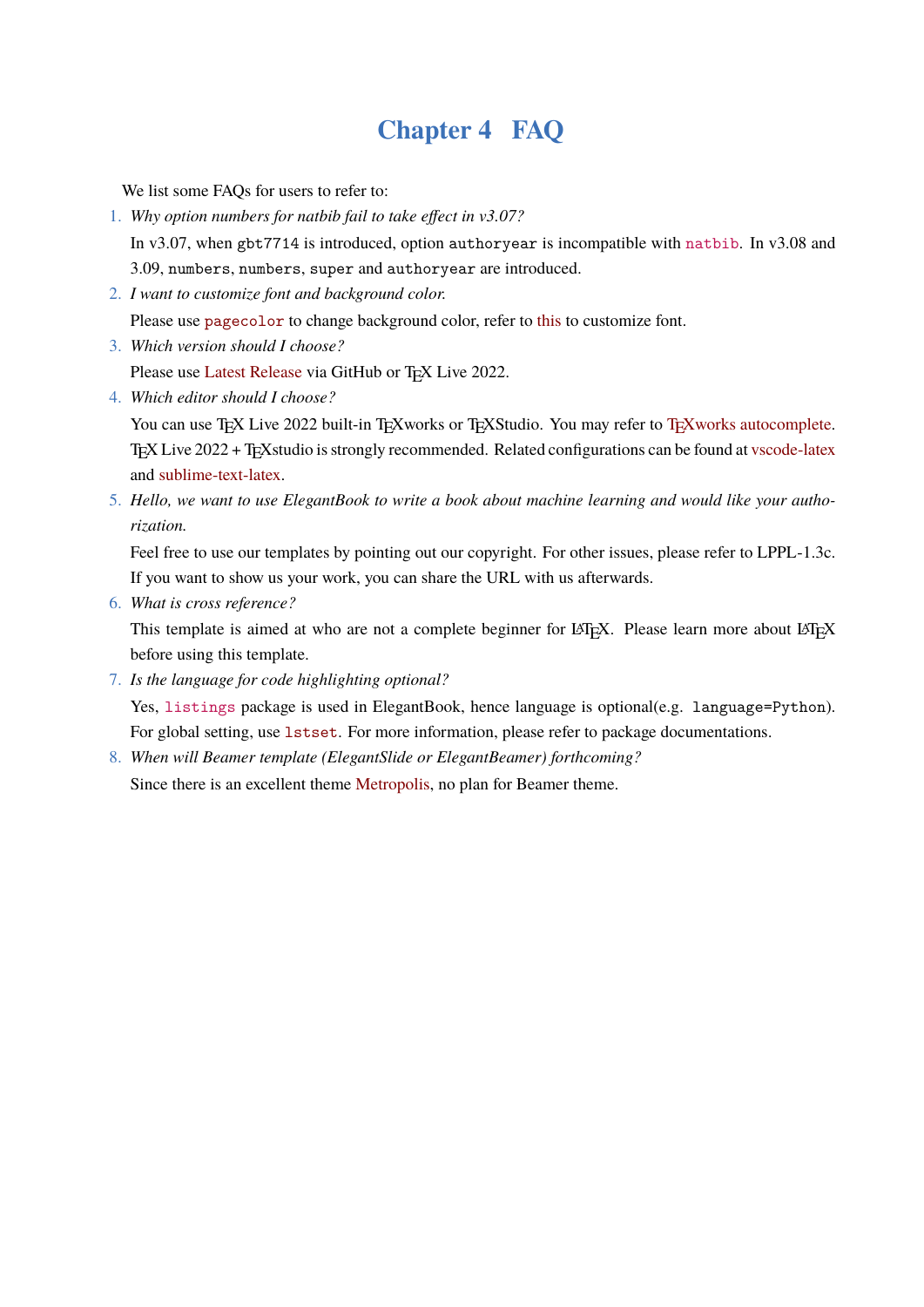# Chapter 4 FAQ

We list some FAQs for users to refer to:

1. *Why option numbers for natbib fail to take effect in v3.07?*

   In v3.07, when `gbt7714` is introduced, option `authoryear` is incompatible with `natbib`. In v3.08 and 3.09, `numbers`, `numbers`, `super` and `authoryear` are introduced.

2. *I want to customize font and background color.*

   Please use `pagecolor` to change background color, refer to this to customize font.

3. *Which version should I choose?*

   Please use Latest Release via GitHub or TeX Live 2022.

4. *Which editor should I choose?*

   You can use TeX Live 2022 built-in TeXworks or TeXStudio. You may refer to TeXworks autocomplete. TeX Live 2022 + TeXstudio is strongly recommended. Related configurations can be found at vscode-latex and sublime-text-latex.

5. *Hello, we want to use ElegantBook to write a book about machine learning and would like your authorization.*

   Feel free to use our templates by pointing out our copyright. For other issues, please refer to LPPL-1.3c. If you want to show us your work, you can share the URL with us afterwards.

6. *What is cross reference?*

   This template is aimed at who are not a complete beginner for LaTeX. Please learn more about LaTeX before using this template.

7. *Is the language for code highlighting optional?*

   Yes, `listings` package is used in ElegantBook, hence language is optional(e.g. `language=Python`). For global setting, use `lstset`. For more information, please refer to package documentations.

8. *When will Beamer template (ElegantSlide or ElegantBeamer) forthcoming?*

   Since there is an excellent theme Metropolis, no plan for Beamer theme.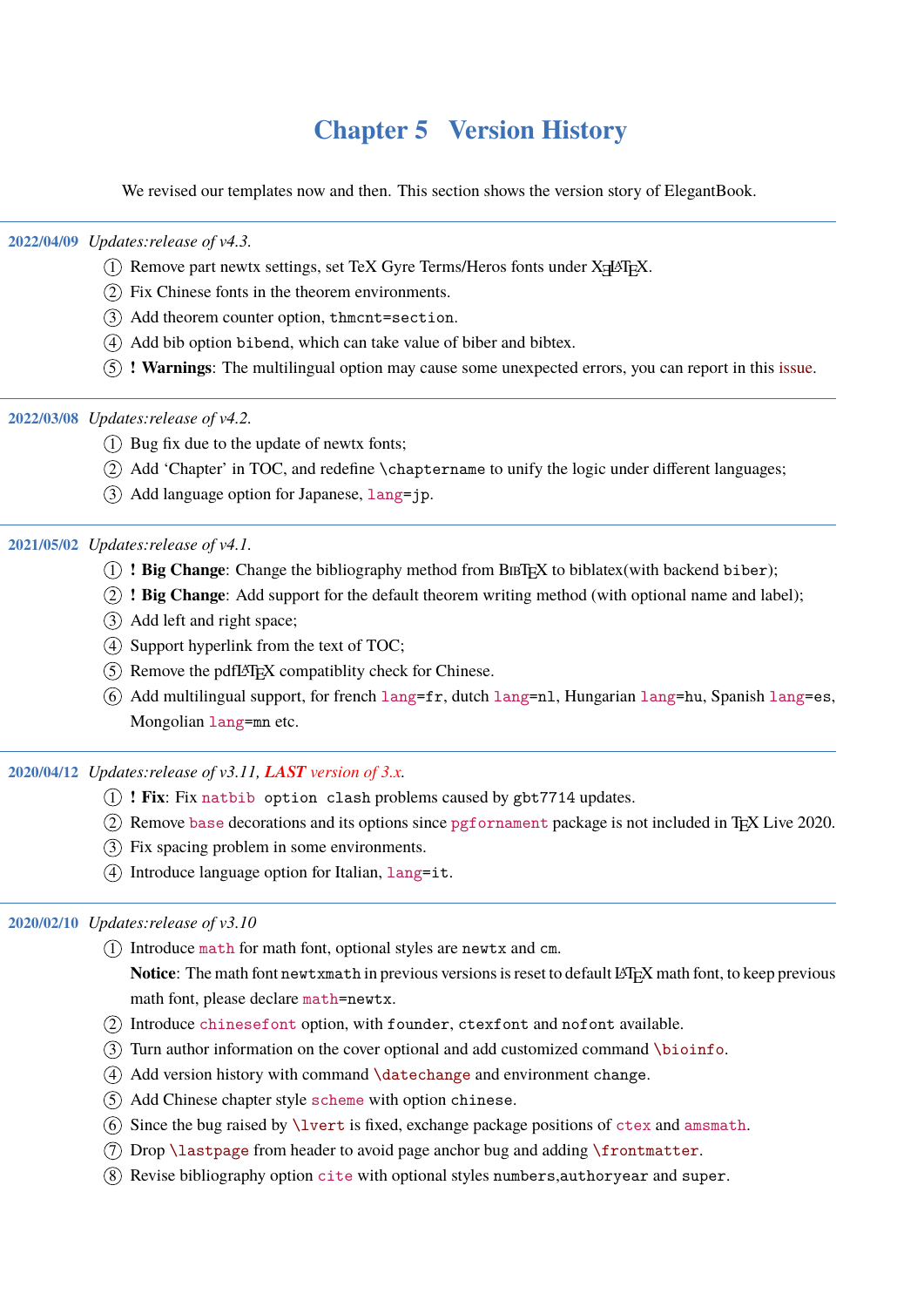# Chapter 5 Version History

We revised our templates now and then. This section shows the version story of ElegantBook.

---

**2022/04/09** *Updates:release of v4.3.*

1. Remove part newtx settings, set TeX Gyre Terms/Heros fonts under XeLaTeX.
2. Fix Chinese fonts in the theorem environments.
3. Add theorem counter option, `thmcnt=section`.
4. Add bib option `bibend`, which can take value of biber and bibtex.
5. **! Warnings**: The multilingual option may cause some unexpected errors, you can report in this issue.

---

**2022/03/08** *Updates:release of v4.2.*

1. Bug fix due to the update of newtx fonts;
2. Add 'Chapter' in TOC, and redefine `\chaptername` to unify the logic under different languages;
3. Add language option for Japanese, `lang=jp`.

---

**2021/05/02** *Updates:release of v4.1.*

1. **! Big Change**: Change the bibliography method from BibTeX to biblatex(with backend `biber`);
2. **! Big Change**: Add support for the default theorem writing method (with optional name and label);
3. Add left and right space;
4. Support hyperlink from the text of TOC;
5. Remove the pdfLaTeX compatiblity check for Chinese.
6. Add multilingual support, for french `lang=fr`, dutch `lang=nl`, Hungarian `lang=hu`, Spanish `lang=es`, Mongolian `lang=mn` etc.

---

**2020/04/12** *Updates:release of v3.11, **LAST** version of 3.x.*

1. **! Fix**: Fix `natbib option clash` problems caused by `gbt7714` updates.
2. Remove `base` decorations and its options since `pgfornament` package is not included in TeX Live 2020.
3. Fix spacing problem in some environments.
4. Introduce language option for Italian, `lang=it`.

---

**2020/02/10** *Updates:release of v3.10*

1. Introduce `math` for math font, optional styles are `newtx` and `cm`.
   **Notice**: The math font `newtxmath` in previous versions is reset to default LaTeX math font, to keep previous math font, please declare `math=newtx`.
2. Introduce `chinesefont` option, with `founder`, `ctexfont` and `nofont` available.
3. Turn author information on the cover optional and add customized command `\bioinfo`.
4. Add version history with command `\datechange` and environment `change`.
5. Add Chinese chapter style `scheme` with option `chinese`.
6. Since the bug raised by `\lvert` is fixed, exchange package positions of `ctex` and `amsmath`.
7. Drop `\lastpage` from header to avoid page anchor bug and adding `\frontmatter`.
8. Revise bibliography option `cite` with optional styles `numbers`,`authoryear` and `super`.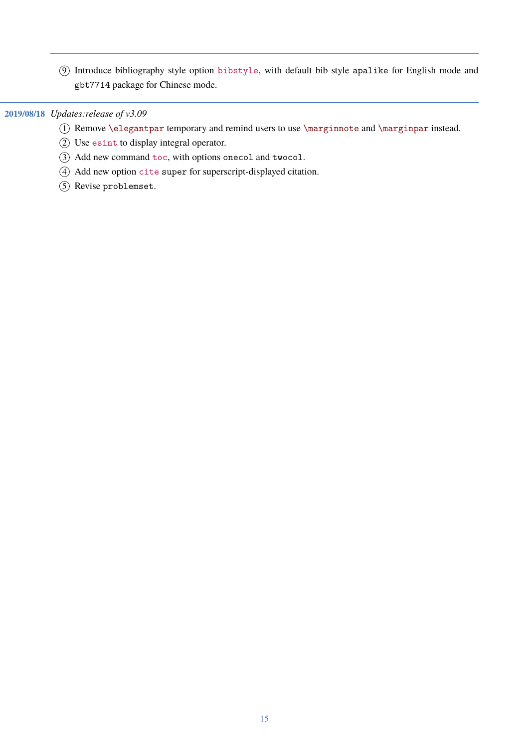⑨ Introduce bibliography style option `bibstyle`, with default bib style `apalike` for English mode and `gbt7714` package for Chinese mode.

---

**2019/08/18** *Updates:release of v3.09*

① Remove `\elegantpar` temporary and remind users to use `\marginnote` and `\marginpar` instead.

② Use `esint` to display integral operator.

③ Add new command `toc`, with options `onecol` and `twocol`.

④ Add new option `cite` `super` for superscript-displayed citation.

⑤ Revise `problemset`.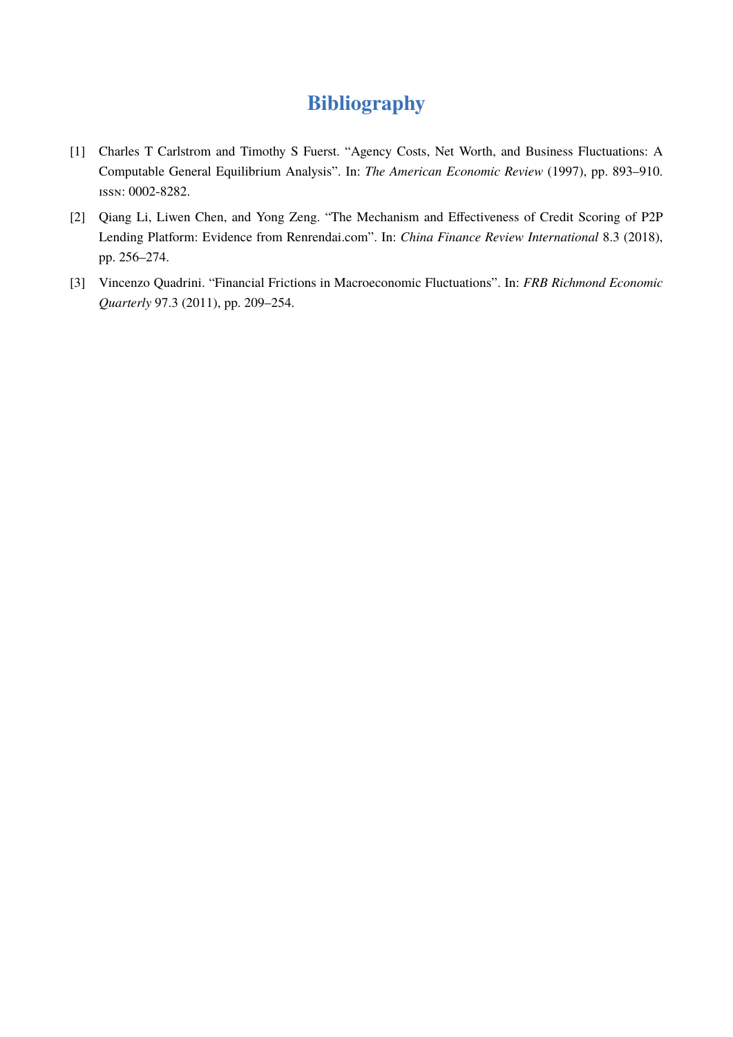# Bibliography

[1] Charles T Carlstrom and Timothy S Fuerst. "Agency Costs, Net Worth, and Business Fluctuations: A Computable General Equilibrium Analysis". In: *The American Economic Review* (1997), pp. 893–910. ISSN: 0002-8282.

[2] Qiang Li, Liwen Chen, and Yong Zeng. "The Mechanism and Effectiveness of Credit Scoring of P2P Lending Platform: Evidence from Renrendai.com". In: *China Finance Review International* 8.3 (2018), pp. 256–274.

[3] Vincenzo Quadrini. "Financial Frictions in Macroeconomic Fluctuations". In: *FRB Richmond Economic Quarterly* 97.3 (2011), pp. 209–254.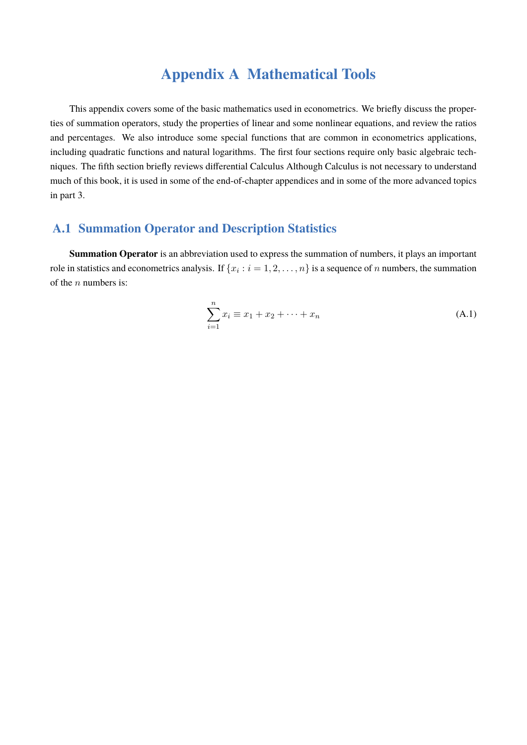# Appendix A  Mathematical Tools

This appendix covers some of the basic mathematics used in econometrics. We briefly discuss the properties of summation operators, study the properties of linear and some nonlinear equations, and review the ratios and percentages. We also introduce some special functions that are common in econometrics applications, including quadratic functions and natural logarithms. The first four sections require only basic algebraic techniques. The fifth section briefly reviews differential Calculus Although Calculus is not necessary to understand much of this book, it is used in some of the end-of-chapter appendices and in some of the more advanced topics in part 3.

## A.1  Summation Operator and Description Statistics

**Summation Operator** is an abbreviation used to express the summation of numbers, it plays an important role in statistics and econometrics analysis. If $\{x_i : i = 1, 2, \ldots, n\}$ is a sequence of $n$ numbers, the summation of the $n$ numbers is:

$$\sum_{i=1}^{n} x_i \equiv x_1 + x_2 + \cdots + x_n \tag{A.1}$$